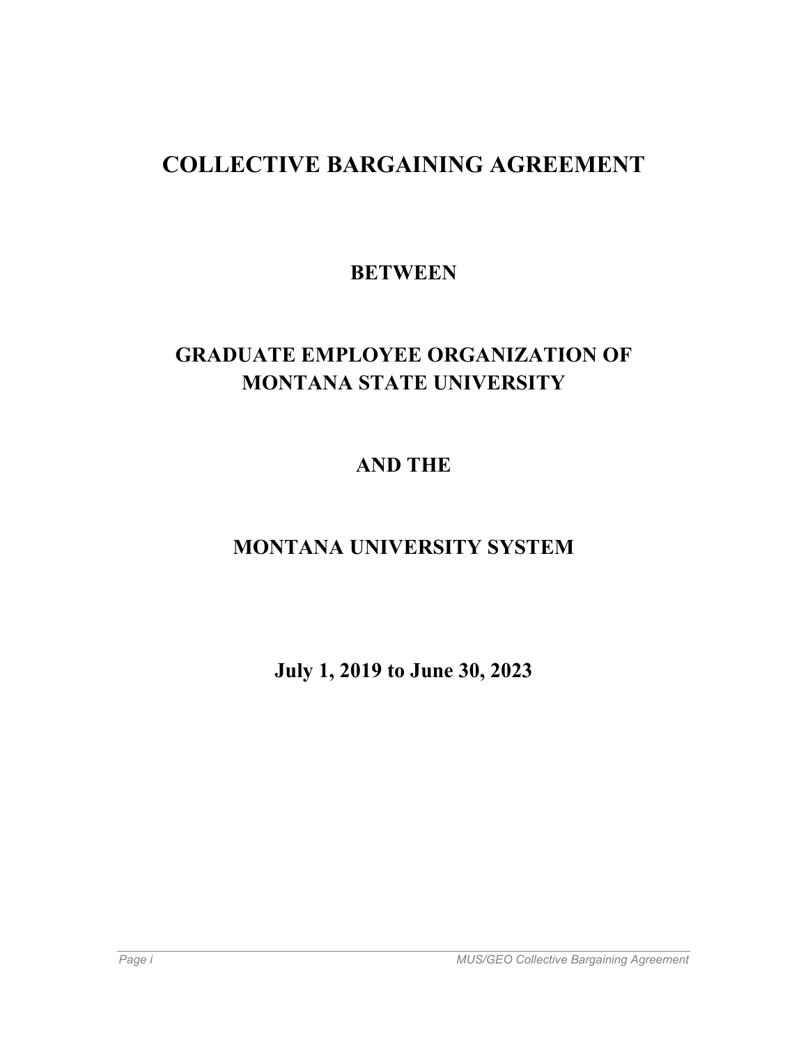# COLLECTIVE BARGAINING AGREEMENT

## BETWEEN

## GRADUATE EMPLOYEE ORGANIZATION OF MONTANA STATE UNIVERSITY

## AND THE

## MONTANA UNIVERSITY SYSTEM

## July 1, 2019 to June 30, 2023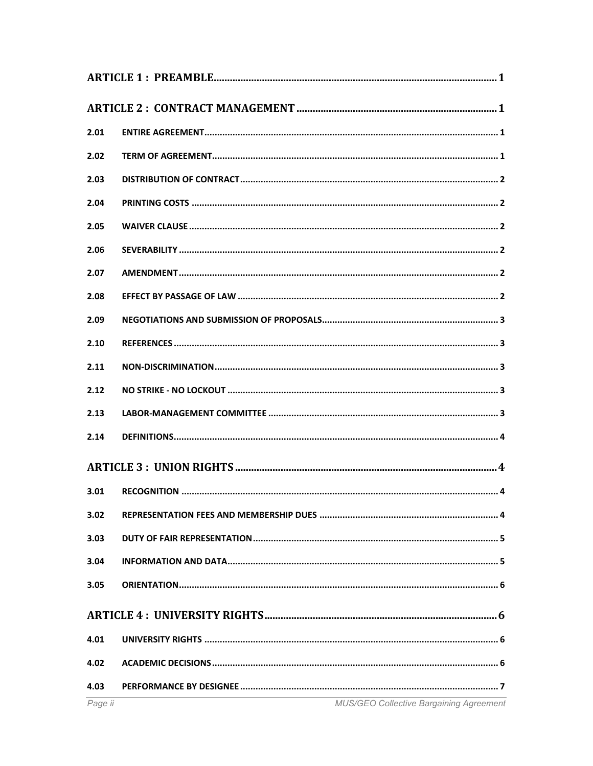**ARTICLE 1 : PREAMBLE** ... 1

**ARTICLE 2 : CONTRACT MANAGEMENT** ... 1

| | | |
|---|---|---|
| 2.01 | ENTIRE AGREEMENT | 1 |
| 2.02 | TERM OF AGREEMENT | 1 |
| 2.03 | DISTRIBUTION OF CONTRACT | 2 |
| 2.04 | PRINTING COSTS | 2 |
| 2.05 | WAIVER CLAUSE | 2 |
| 2.06 | SEVERABILITY | 2 |
| 2.07 | AMENDMENT | 2 |
| 2.08 | EFFECT BY PASSAGE OF LAW | 2 |
| 2.09 | NEGOTIATIONS AND SUBMISSION OF PROPOSALS | 3 |
| 2.10 | REFERENCES | 3 |
| 2.11 | NON-DISCRIMINATION | 3 |
| 2.12 | NO STRIKE - NO LOCKOUT | 3 |
| 2.13 | LABOR-MANAGEMENT COMMITTEE | 3 |
| 2.14 | DEFINITIONS | 4 |

**ARTICLE 3 : UNION RIGHTS** ... 4

| | | |
|---|---|---|
| 3.01 | RECOGNITION | 4 |
| 3.02 | REPRESENTATION FEES AND MEMBERSHIP DUES | 4 |
| 3.03 | DUTY OF FAIR REPRESENTATION | 5 |
| 3.04 | INFORMATION AND DATA | 5 |
| 3.05 | ORIENTATION | 6 |

**ARTICLE 4 : UNIVERSITY RIGHTS** ... 6

| | | |
|---|---|---|
| 4.01 | UNIVERSITY RIGHTS | 6 |
| 4.02 | ACADEMIC DECISIONS | 6 |
| 4.03 | PERFORMANCE BY DESIGNEE | 7 |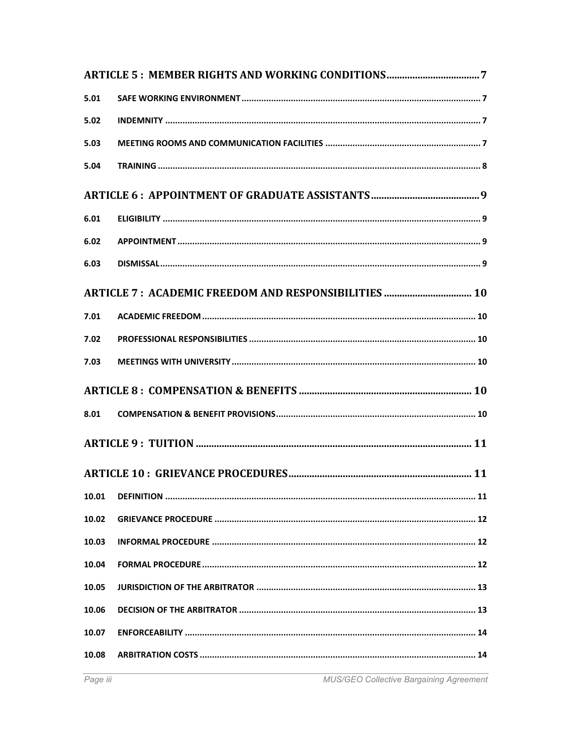**ARTICLE 5 : MEMBER RIGHTS AND WORKING CONDITIONS.................................. 7**

| | | |
|---|---|---|
| 5.01 | SAFE WORKING ENVIRONMENT | 7 |
| 5.02 | INDEMNITY | 7 |
| 5.03 | MEETING ROOMS AND COMMUNICATION FACILITIES | 7 |
| 5.04 | TRAINING | 8 |

**ARTICLE 6 : APPOINTMENT OF GRADUATE ASSISTANTS........................................ 9**

| | | |
|---|---|---|
| 6.01 | ELIGIBILITY | 9 |
| 6.02 | APPOINTMENT | 9 |
| 6.03 | DISMISSAL | 9 |

**ARTICLE 7 : ACADEMIC FREEDOM AND RESPONSIBILITIES ................................ 10**

| | | |
|---|---|---|
| 7.01 | ACADEMIC FREEDOM | 10 |
| 7.02 | PROFESSIONAL RESPONSIBILITIES | 10 |
| 7.03 | MEETINGS WITH UNIVERSITY | 10 |

**ARTICLE 8 : COMPENSATION & BENEFITS .................................................................. 10**

| | | |
|---|---|---|
| 8.01 | COMPENSATION & BENEFIT PROVISIONS | 10 |

**ARTICLE 9 : TUITION ......................................................................................................... 11**

**ARTICLE 10 : GRIEVANCE PROCEDURES...................................................................... 11**

| | | |
|---|---|---|
| 10.01 | DEFINITION | 11 |
| 10.02 | GRIEVANCE PROCEDURE | 12 |
| 10.03 | INFORMAL PROCEDURE | 12 |
| 10.04 | FORMAL PROCEDURE | 12 |
| 10.05 | JURISDICTION OF THE ARBITRATOR | 13 |
| 10.06 | DECISION OF THE ARBITRATOR | 13 |
| 10.07 | ENFORCEABILITY | 14 |
| 10.08 | ARBITRATION COSTS | 14 |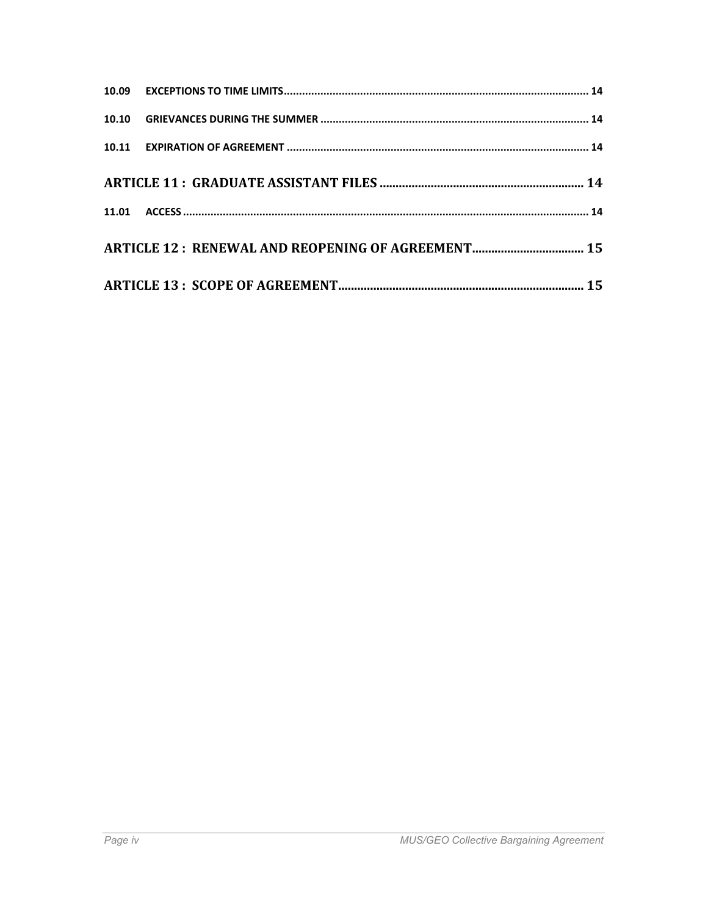10.09 EXCEPTIONS TO TIME LIMITS .......... 14

10.10 GRIEVANCES DURING THE SUMMER .......... 14

10.11 EXPIRATION OF AGREEMENT .......... 14

**ARTICLE 11 : GRADUATE ASSISTANT FILES .......... 14**

11.01 ACCESS .......... 14

**ARTICLE 12 : RENEWAL AND REOPENING OF AGREEMENT .......... 15**

**ARTICLE 13 : SCOPE OF AGREEMENT .......... 15**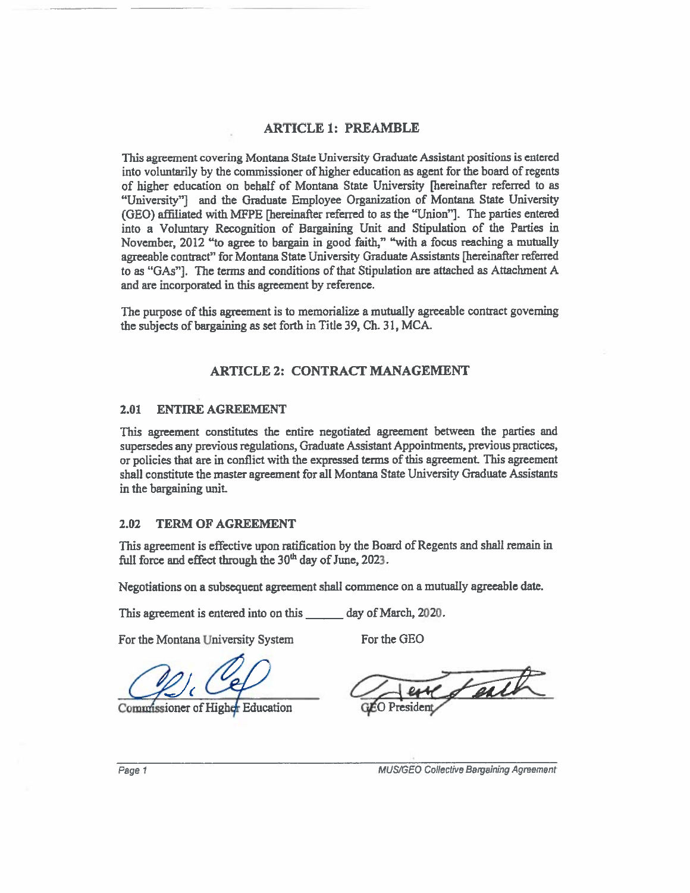## ARTICLE 1: PREAMBLE

This agreement covering Montana State University Graduate Assistant positions is entered into voluntarily by the commissioner of higher education as agent for the board of regents of higher education on behalf of Montana State University [hereinafter referred to as "University"] and the Graduate Employee Organization of Montana State University (GEO) affiliated with MFPE [hereinafter referred to as the "Union"]. The parties entered into a Voluntary Recognition of Bargaining Unit and Stipulation of the Parties in November, 2012 "to agree to bargain in good faith," "with a focus reaching a mutually agreeable contract" for Montana State University Graduate Assistants [hereinafter referred to as "GAs"]. The terms and conditions of that Stipulation are attached as Attachment A and are incorporated in this agreement by reference.

The purpose of this agreement is to memorialize a mutually agreeable contract governing the subjects of bargaining as set forth in Title 39, Ch. 31, MCA.

## ARTICLE 2: CONTRACT MANAGEMENT

### 2.01 ENTIRE AGREEMENT

This agreement constitutes the entire negotiated agreement between the parties and supersedes any previous regulations, Graduate Assistant Appointments, previous practices, or policies that are in conflict with the expressed terms of this agreement. This agreement shall constitute the master agreement for all Montana State University Graduate Assistants in the bargaining unit.

### 2.02 TERM OF AGREEMENT

This agreement is effective upon ratification by the Board of Regents and shall remain in full force and effect through the 30th day of June, 2023.

Negotiations on a subsequent agreement shall commence on a mutually agreeable date.

This agreement is entered into on this ______ day of March, 2020.

| For the Montana University System | For the GEO |
|---|---|
| Commissioner of Higher Education | GEO President |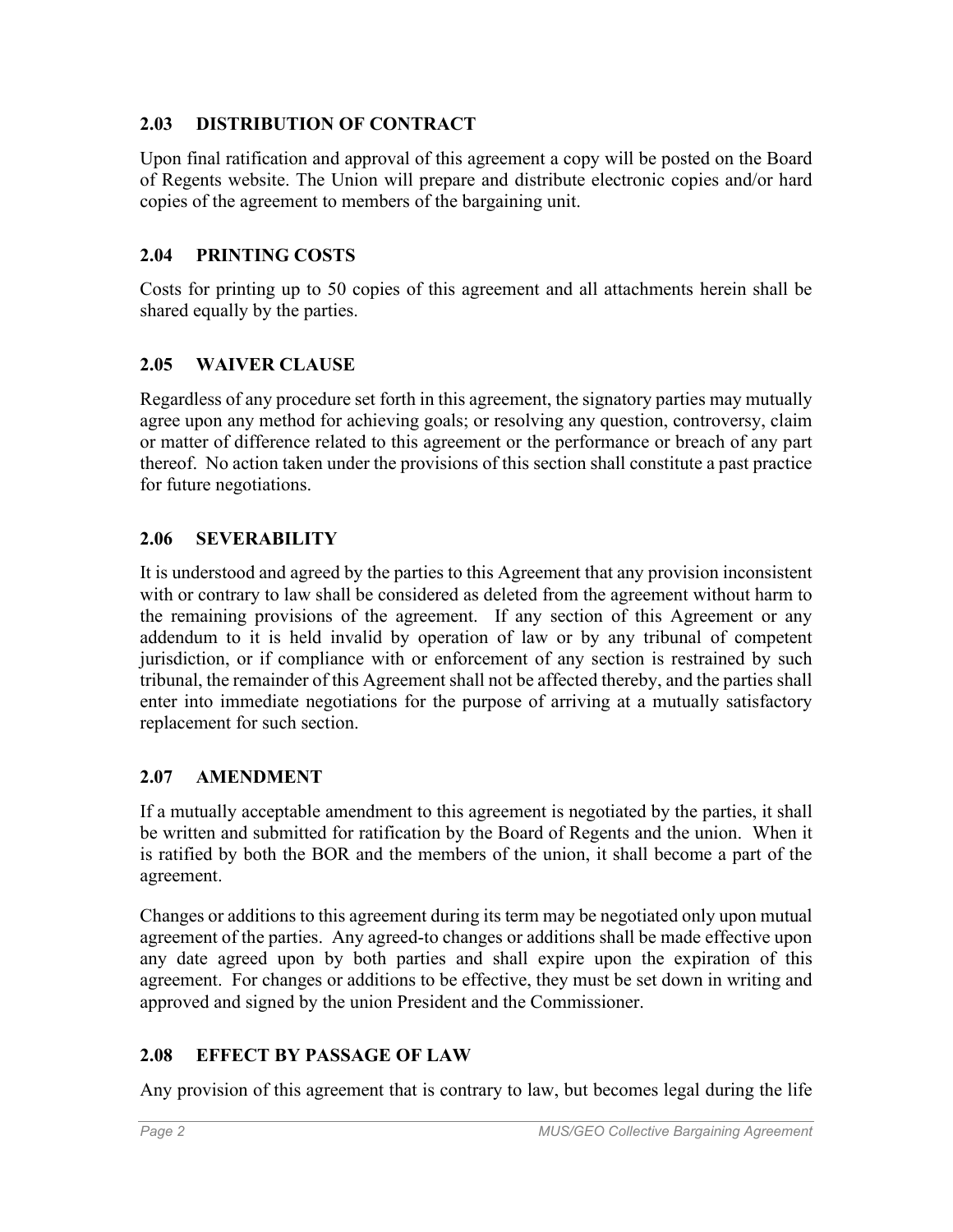## 2.03 DISTRIBUTION OF CONTRACT

Upon final ratification and approval of this agreement a copy will be posted on the Board of Regents website. The Union will prepare and distribute electronic copies and/or hard copies of the agreement to members of the bargaining unit.

## 2.04 PRINTING COSTS

Costs for printing up to 50 copies of this agreement and all attachments herein shall be shared equally by the parties.

## 2.05 WAIVER CLAUSE

Regardless of any procedure set forth in this agreement, the signatory parties may mutually agree upon any method for achieving goals; or resolving any question, controversy, claim or matter of difference related to this agreement or the performance or breach of any part thereof. No action taken under the provisions of this section shall constitute a past practice for future negotiations.

## 2.06 SEVERABILITY

It is understood and agreed by the parties to this Agreement that any provision inconsistent with or contrary to law shall be considered as deleted from the agreement without harm to the remaining provisions of the agreement. If any section of this Agreement or any addendum to it is held invalid by operation of law or by any tribunal of competent jurisdiction, or if compliance with or enforcement of any section is restrained by such tribunal, the remainder of this Agreement shall not be affected thereby, and the parties shall enter into immediate negotiations for the purpose of arriving at a mutually satisfactory replacement for such section.

## 2.07 AMENDMENT

If a mutually acceptable amendment to this agreement is negotiated by the parties, it shall be written and submitted for ratification by the Board of Regents and the union. When it is ratified by both the BOR and the members of the union, it shall become a part of the agreement.

Changes or additions to this agreement during its term may be negotiated only upon mutual agreement of the parties. Any agreed-to changes or additions shall be made effective upon any date agreed upon by both parties and shall expire upon the expiration of this agreement. For changes or additions to be effective, they must be set down in writing and approved and signed by the union President and the Commissioner.

## 2.08 EFFECT BY PASSAGE OF LAW

Any provision of this agreement that is contrary to law, but becomes legal during the life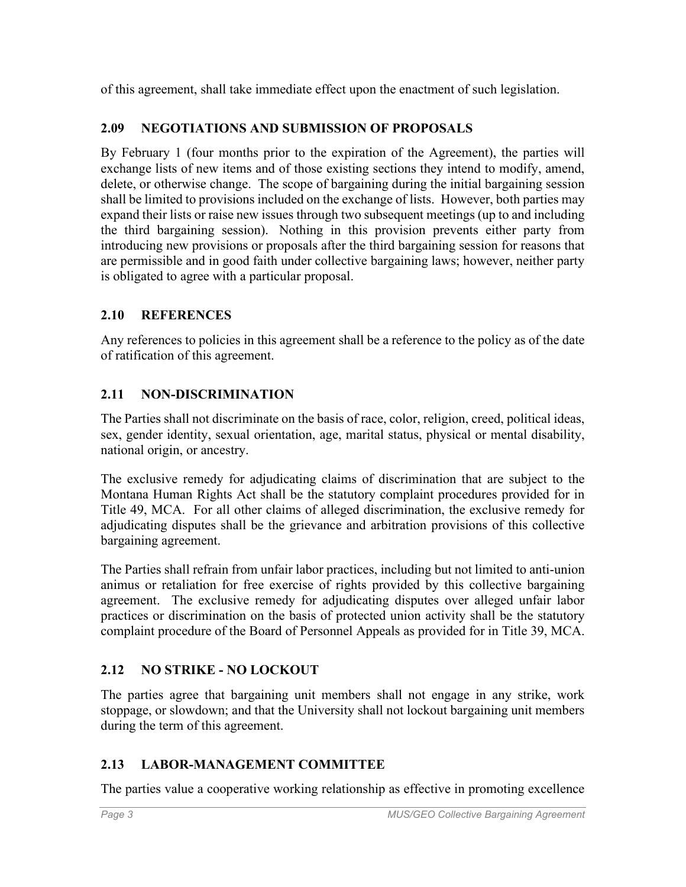of this agreement, shall take immediate effect upon the enactment of such legislation.

## 2.09 NEGOTIATIONS AND SUBMISSION OF PROPOSALS

By February 1 (four months prior to the expiration of the Agreement), the parties will exchange lists of new items and of those existing sections they intend to modify, amend, delete, or otherwise change. The scope of bargaining during the initial bargaining session shall be limited to provisions included on the exchange of lists. However, both parties may expand their lists or raise new issues through two subsequent meetings (up to and including the third bargaining session). Nothing in this provision prevents either party from introducing new provisions or proposals after the third bargaining session for reasons that are permissible and in good faith under collective bargaining laws; however, neither party is obligated to agree with a particular proposal.

## 2.10 REFERENCES

Any references to policies in this agreement shall be a reference to the policy as of the date of ratification of this agreement.

## 2.11 NON-DISCRIMINATION

The Parties shall not discriminate on the basis of race, color, religion, creed, political ideas, sex, gender identity, sexual orientation, age, marital status, physical or mental disability, national origin, or ancestry.

The exclusive remedy for adjudicating claims of discrimination that are subject to the Montana Human Rights Act shall be the statutory complaint procedures provided for in Title 49, MCA. For all other claims of alleged discrimination, the exclusive remedy for adjudicating disputes shall be the grievance and arbitration provisions of this collective bargaining agreement.

The Parties shall refrain from unfair labor practices, including but not limited to anti-union animus or retaliation for free exercise of rights provided by this collective bargaining agreement. The exclusive remedy for adjudicating disputes over alleged unfair labor practices or discrimination on the basis of protected union activity shall be the statutory complaint procedure of the Board of Personnel Appeals as provided for in Title 39, MCA.

## 2.12 NO STRIKE - NO LOCKOUT

The parties agree that bargaining unit members shall not engage in any strike, work stoppage, or slowdown; and that the University shall not lockout bargaining unit members during the term of this agreement.

## 2.13 LABOR-MANAGEMENT COMMITTEE

The parties value a cooperative working relationship as effective in promoting excellence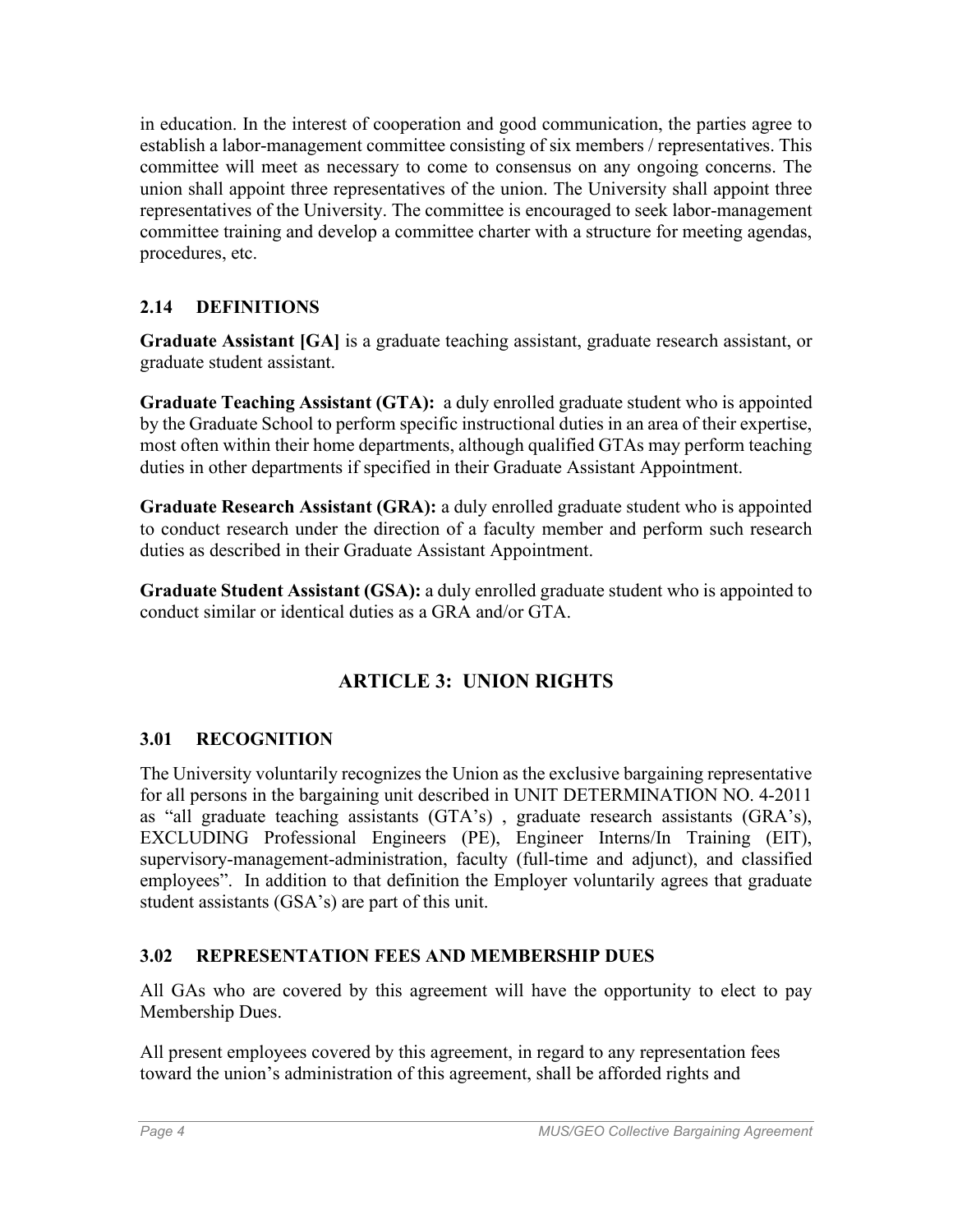in education. In the interest of cooperation and good communication, the parties agree to establish a labor-management committee consisting of six members / representatives. This committee will meet as necessary to come to consensus on any ongoing concerns. The union shall appoint three representatives of the union. The University shall appoint three representatives of the University. The committee is encouraged to seek labor-management committee training and develop a committee charter with a structure for meeting agendas, procedures, etc.

### 2.14 DEFINITIONS

**Graduate Assistant [GA]** is a graduate teaching assistant, graduate research assistant, or graduate student assistant.

**Graduate Teaching Assistant (GTA):** a duly enrolled graduate student who is appointed by the Graduate School to perform specific instructional duties in an area of their expertise, most often within their home departments, although qualified GTAs may perform teaching duties in other departments if specified in their Graduate Assistant Appointment.

**Graduate Research Assistant (GRA):** a duly enrolled graduate student who is appointed to conduct research under the direction of a faculty member and perform such research duties as described in their Graduate Assistant Appointment.

**Graduate Student Assistant (GSA):** a duly enrolled graduate student who is appointed to conduct similar or identical duties as a GRA and/or GTA.

## ARTICLE 3: UNION RIGHTS

### 3.01 RECOGNITION

The University voluntarily recognizes the Union as the exclusive bargaining representative for all persons in the bargaining unit described in UNIT DETERMINATION NO. 4-2011 as "all graduate teaching assistants (GTA's) , graduate research assistants (GRA's), EXCLUDING Professional Engineers (PE), Engineer Interns/In Training (EIT), supervisory-management-administration, faculty (full-time and adjunct), and classified employees". In addition to that definition the Employer voluntarily agrees that graduate student assistants (GSA's) are part of this unit.

### 3.02 REPRESENTATION FEES AND MEMBERSHIP DUES

All GAs who are covered by this agreement will have the opportunity to elect to pay Membership Dues.

All present employees covered by this agreement, in regard to any representation fees toward the union's administration of this agreement, shall be afforded rights and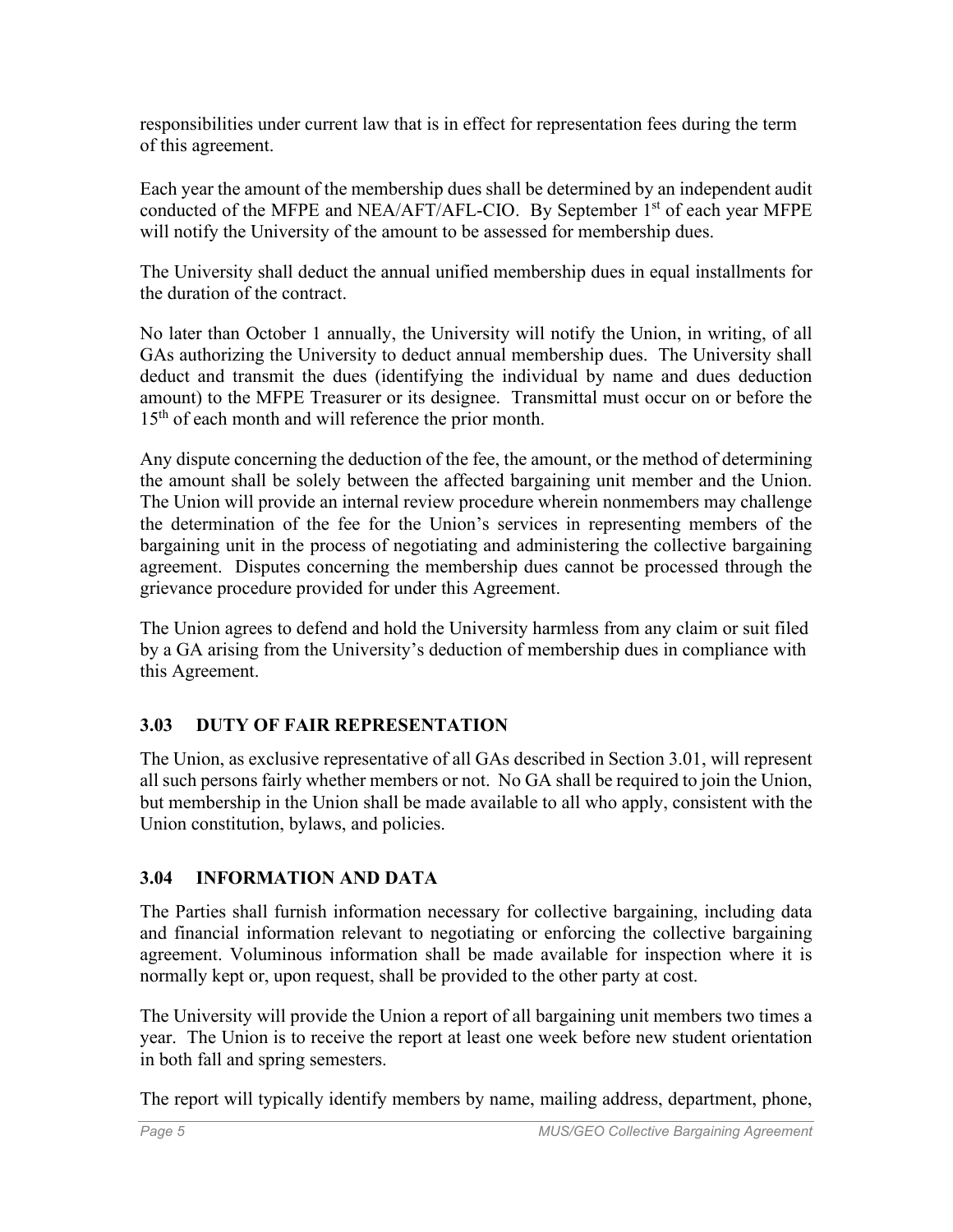responsibilities under current law that is in effect for representation fees during the term of this agreement.

Each year the amount of the membership dues shall be determined by an independent audit conducted of the MFPE and NEA/AFT/AFL-CIO. By September 1st of each year MFPE will notify the University of the amount to be assessed for membership dues.

The University shall deduct the annual unified membership dues in equal installments for the duration of the contract.

No later than October 1 annually, the University will notify the Union, in writing, of all GAs authorizing the University to deduct annual membership dues. The University shall deduct and transmit the dues (identifying the individual by name and dues deduction amount) to the MFPE Treasurer or its designee. Transmittal must occur on or before the 15th of each month and will reference the prior month.

Any dispute concerning the deduction of the fee, the amount, or the method of determining the amount shall be solely between the affected bargaining unit member and the Union. The Union will provide an internal review procedure wherein nonmembers may challenge the determination of the fee for the Union's services in representing members of the bargaining unit in the process of negotiating and administering the collective bargaining agreement. Disputes concerning the membership dues cannot be processed through the grievance procedure provided for under this Agreement.

The Union agrees to defend and hold the University harmless from any claim or suit filed by a GA arising from the University's deduction of membership dues in compliance with this Agreement.

### 3.03 DUTY OF FAIR REPRESENTATION

The Union, as exclusive representative of all GAs described in Section 3.01, will represent all such persons fairly whether members or not. No GA shall be required to join the Union, but membership in the Union shall be made available to all who apply, consistent with the Union constitution, bylaws, and policies.

### 3.04 INFORMATION AND DATA

The Parties shall furnish information necessary for collective bargaining, including data and financial information relevant to negotiating or enforcing the collective bargaining agreement. Voluminous information shall be made available for inspection where it is normally kept or, upon request, shall be provided to the other party at cost.

The University will provide the Union a report of all bargaining unit members two times a year. The Union is to receive the report at least one week before new student orientation in both fall and spring semesters.

The report will typically identify members by name, mailing address, department, phone,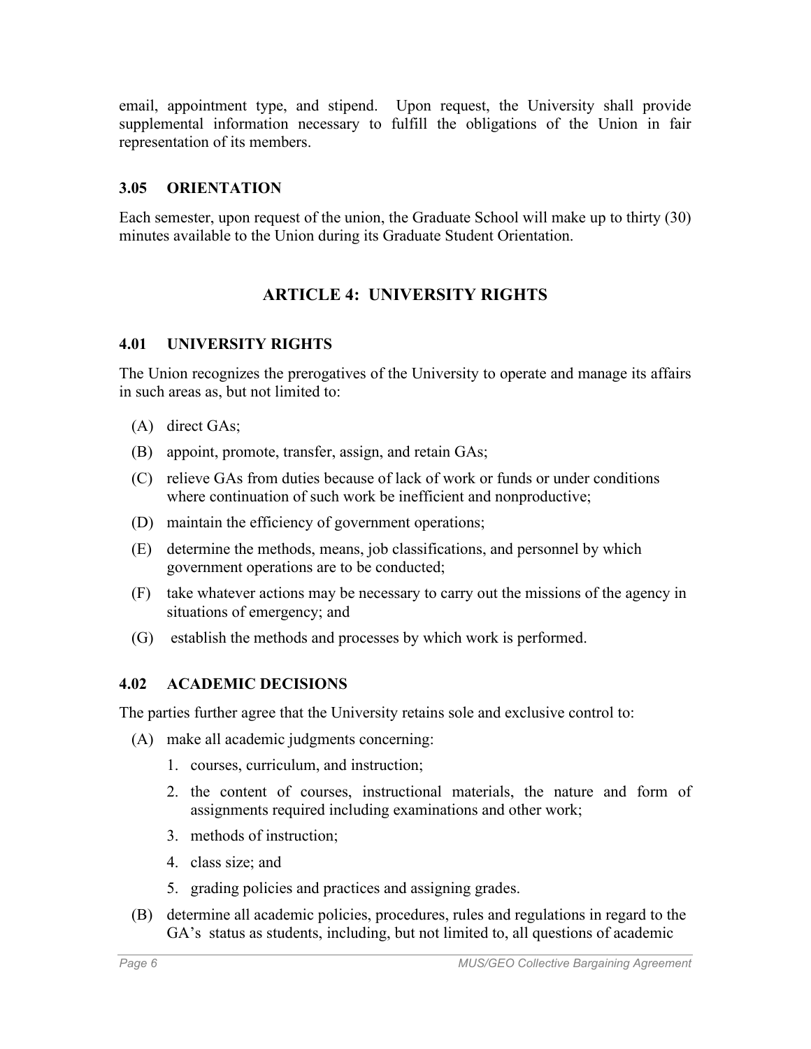email, appointment type, and stipend. Upon request, the University shall provide supplemental information necessary to fulfill the obligations of the Union in fair representation of its members.

### 3.05 ORIENTATION

Each semester, upon request of the union, the Graduate School will make up to thirty (30) minutes available to the Union during its Graduate Student Orientation.

## ARTICLE 4: UNIVERSITY RIGHTS

### 4.01 UNIVERSITY RIGHTS

The Union recognizes the prerogatives of the University to operate and manage its affairs in such areas as, but not limited to:

(A) direct GAs;

(B) appoint, promote, transfer, assign, and retain GAs;

(C) relieve GAs from duties because of lack of work or funds or under conditions where continuation of such work be inefficient and nonproductive;

(D) maintain the efficiency of government operations;

(E) determine the methods, means, job classifications, and personnel by which government operations are to be conducted;

(F) take whatever actions may be necessary to carry out the missions of the agency in situations of emergency; and

(G) establish the methods and processes by which work is performed.

### 4.02 ACADEMIC DECISIONS

The parties further agree that the University retains sole and exclusive control to:

(A) make all academic judgments concerning:

1. courses, curriculum, and instruction;
2. the content of courses, instructional materials, the nature and form of assignments required including examinations and other work;
3. methods of instruction;
4. class size; and
5. grading policies and practices and assigning grades.

(B) determine all academic policies, procedures, rules and regulations in regard to the GA's status as students, including, but not limited to, all questions of academic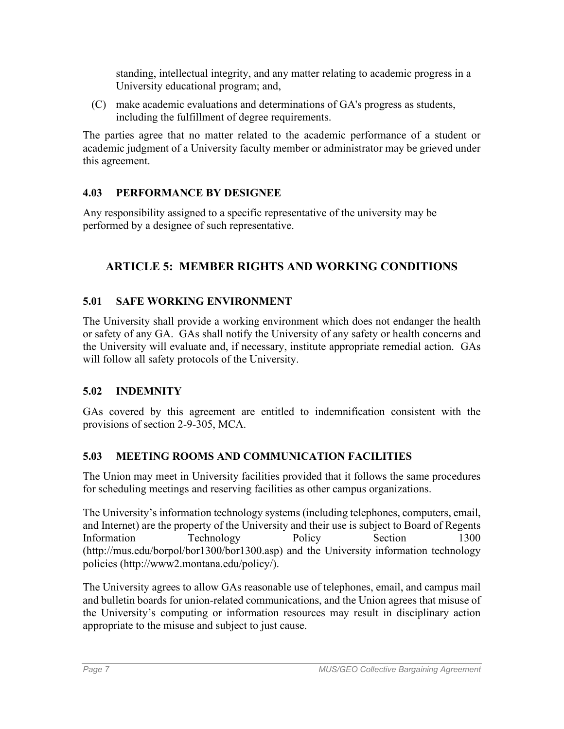standing, intellectual integrity, and any matter relating to academic progress in a University educational program; and,

(C) make academic evaluations and determinations of GA's progress as students, including the fulfillment of degree requirements.

The parties agree that no matter related to the academic performance of a student or academic judgment of a University faculty member or administrator may be grieved under this agreement.

### 4.03 PERFORMANCE BY DESIGNEE

Any responsibility assigned to a specific representative of the university may be performed by a designee of such representative.

## ARTICLE 5: MEMBER RIGHTS AND WORKING CONDITIONS

### 5.01 SAFE WORKING ENVIRONMENT

The University shall provide a working environment which does not endanger the health or safety of any GA. GAs shall notify the University of any safety or health concerns and the University will evaluate and, if necessary, institute appropriate remedial action. GAs will follow all safety protocols of the University.

### 5.02 INDEMNITY

GAs covered by this agreement are entitled to indemnification consistent with the provisions of section 2-9-305, MCA.

### 5.03 MEETING ROOMS AND COMMUNICATION FACILITIES

The Union may meet in University facilities provided that it follows the same procedures for scheduling meetings and reserving facilities as other campus organizations.

The University's information technology systems (including telephones, computers, email, and Internet) are the property of the University and their use is subject to Board of Regents Information Technology Policy Section 1300 (http://mus.edu/borpol/bor1300/bor1300.asp) and the University information technology policies (http://www2.montana.edu/policy/).

The University agrees to allow GAs reasonable use of telephones, email, and campus mail and bulletin boards for union-related communications, and the Union agrees that misuse of the University's computing or information resources may result in disciplinary action appropriate to the misuse and subject to just cause.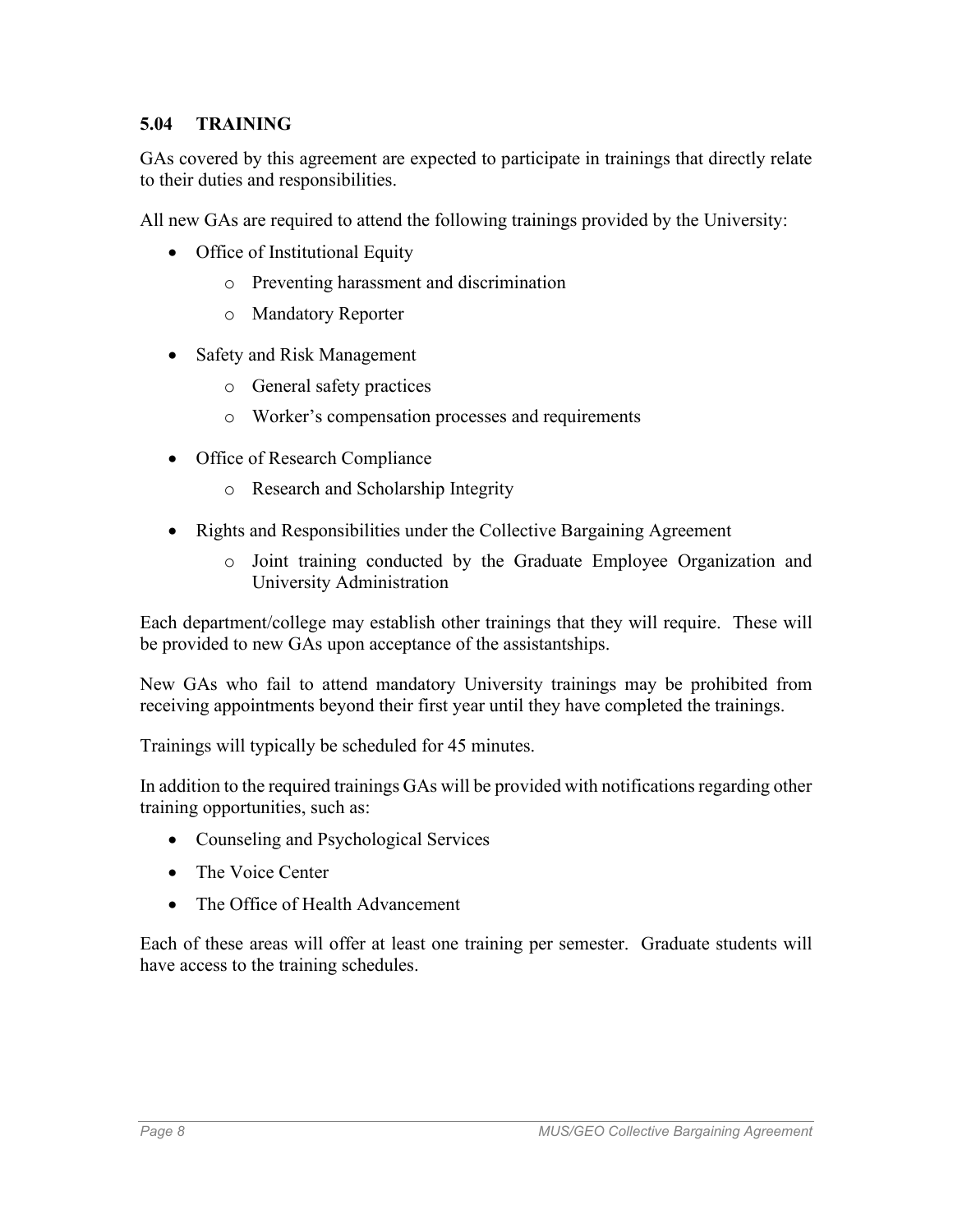### 5.04 TRAINING

GAs covered by this agreement are expected to participate in trainings that directly relate to their duties and responsibilities.

All new GAs are required to attend the following trainings provided by the University:

- Office of Institutional Equity
  - Preventing harassment and discrimination
  - Mandatory Reporter
- Safety and Risk Management
  - General safety practices
  - Worker's compensation processes and requirements
- Office of Research Compliance
  - Research and Scholarship Integrity
- Rights and Responsibilities under the Collective Bargaining Agreement
  - Joint training conducted by the Graduate Employee Organization and University Administration

Each department/college may establish other trainings that they will require. These will be provided to new GAs upon acceptance of the assistantships.

New GAs who fail to attend mandatory University trainings may be prohibited from receiving appointments beyond their first year until they have completed the trainings.

Trainings will typically be scheduled for 45 minutes.

In addition to the required trainings GAs will be provided with notifications regarding other training opportunities, such as:

- Counseling and Psychological Services
- The Voice Center
- The Office of Health Advancement

Each of these areas will offer at least one training per semester. Graduate students will have access to the training schedules.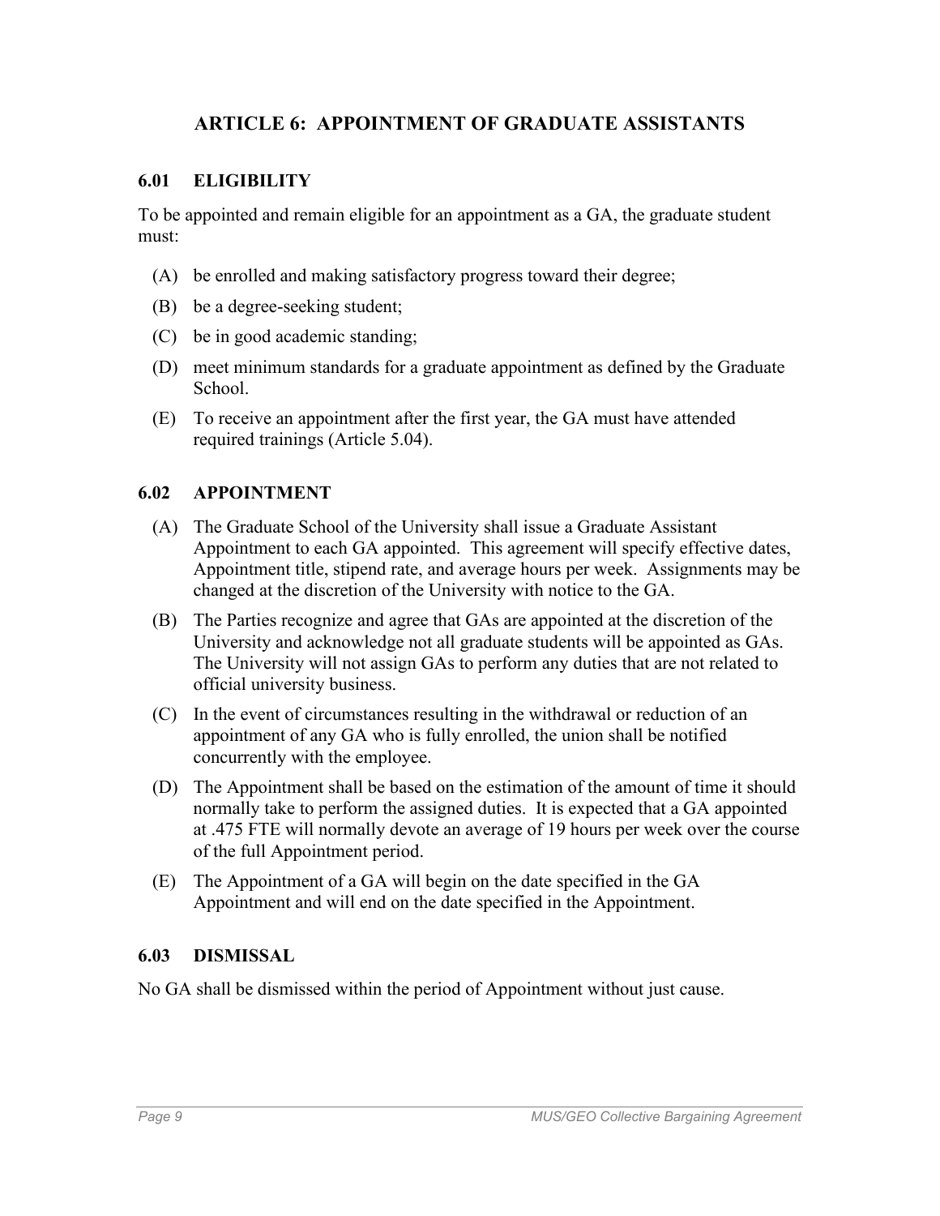# ARTICLE 6: APPOINTMENT OF GRADUATE ASSISTANTS

## 6.01 ELIGIBILITY

To be appointed and remain eligible for an appointment as a GA, the graduate student must:

(A) be enrolled and making satisfactory progress toward their degree;

(B) be a degree-seeking student;

(C) be in good academic standing;

(D) meet minimum standards for a graduate appointment as defined by the Graduate School.

(E) To receive an appointment after the first year, the GA must have attended required trainings (Article 5.04).

## 6.02 APPOINTMENT

(A) The Graduate School of the University shall issue a Graduate Assistant Appointment to each GA appointed. This agreement will specify effective dates, Appointment title, stipend rate, and average hours per week. Assignments may be changed at the discretion of the University with notice to the GA.

(B) The Parties recognize and agree that GAs are appointed at the discretion of the University and acknowledge not all graduate students will be appointed as GAs. The University will not assign GAs to perform any duties that are not related to official university business.

(C) In the event of circumstances resulting in the withdrawal or reduction of an appointment of any GA who is fully enrolled, the union shall be notified concurrently with the employee.

(D) The Appointment shall be based on the estimation of the amount of time it should normally take to perform the assigned duties. It is expected that a GA appointed at .475 FTE will normally devote an average of 19 hours per week over the course of the full Appointment period.

(E) The Appointment of a GA will begin on the date specified in the GA Appointment and will end on the date specified in the Appointment.

## 6.03 DISMISSAL

No GA shall be dismissed within the period of Appointment without just cause.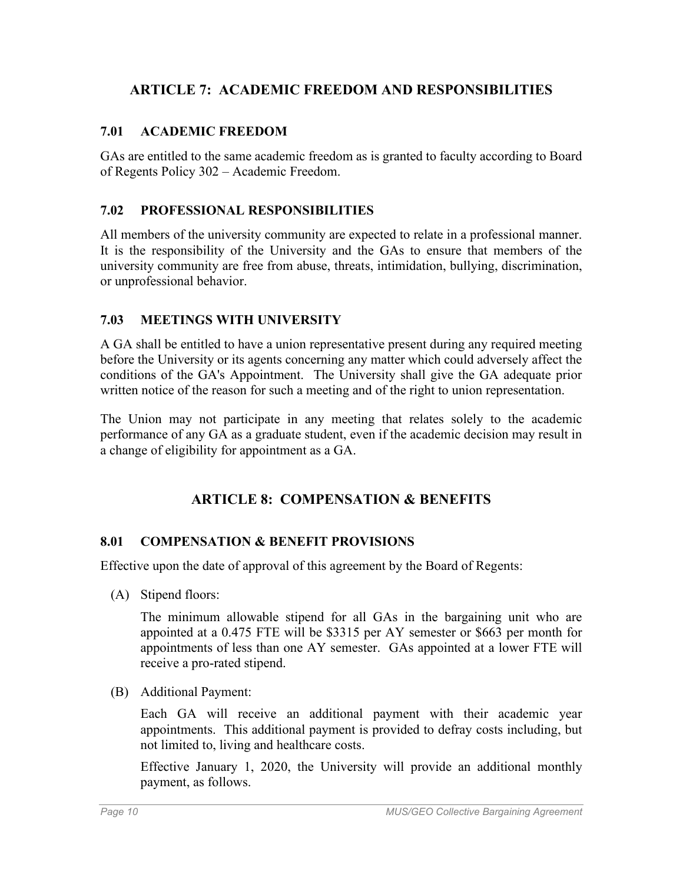## ARTICLE 7: ACADEMIC FREEDOM AND RESPONSIBILITIES

### 7.01 ACADEMIC FREEDOM

GAs are entitled to the same academic freedom as is granted to faculty according to Board of Regents Policy 302 – Academic Freedom.

### 7.02 PROFESSIONAL RESPONSIBILITIES

All members of the university community are expected to relate in a professional manner. It is the responsibility of the University and the GAs to ensure that members of the university community are free from abuse, threats, intimidation, bullying, discrimination, or unprofessional behavior.

### 7.03 MEETINGS WITH UNIVERSITY

A GA shall be entitled to have a union representative present during any required meeting before the University or its agents concerning any matter which could adversely affect the conditions of the GA's Appointment. The University shall give the GA adequate prior written notice of the reason for such a meeting and of the right to union representation.

The Union may not participate in any meeting that relates solely to the academic performance of any GA as a graduate student, even if the academic decision may result in a change of eligibility for appointment as a GA.

## ARTICLE 8: COMPENSATION & BENEFITS

### 8.01 COMPENSATION & BENEFIT PROVISIONS

Effective upon the date of approval of this agreement by the Board of Regents:

(A) Stipend floors:

The minimum allowable stipend for all GAs in the bargaining unit who are appointed at a 0.475 FTE will be $3315 per AY semester or $663 per month for appointments of less than one AY semester. GAs appointed at a lower FTE will receive a pro-rated stipend.

(B) Additional Payment:

Each GA will receive an additional payment with their academic year appointments. This additional payment is provided to defray costs including, but not limited to, living and healthcare costs.

Effective January 1, 2020, the University will provide an additional monthly payment, as follows.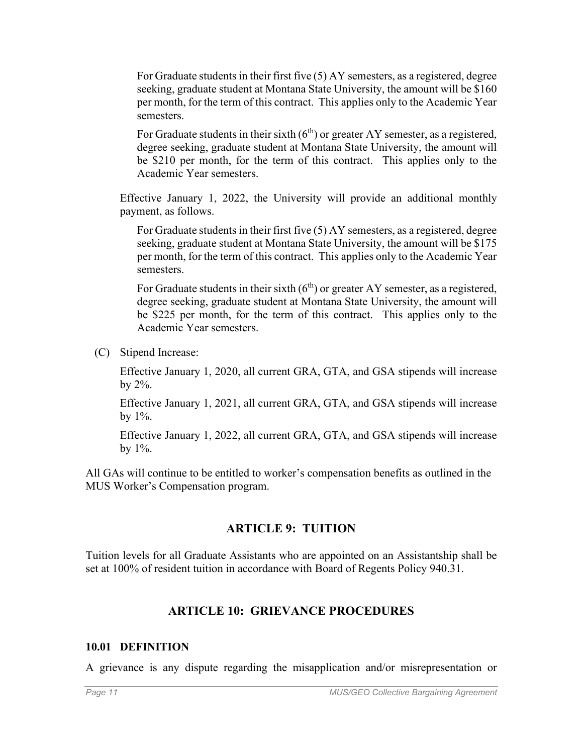For Graduate students in their first five (5) AY semesters, as a registered, degree seeking, graduate student at Montana State University, the amount will be $160 per month, for the term of this contract. This applies only to the Academic Year semesters.

For Graduate students in their sixth ($6^{th}$) or greater AY semester, as a registered, degree seeking, graduate student at Montana State University, the amount will be $210 per month, for the term of this contract. This applies only to the Academic Year semesters.

Effective January 1, 2022, the University will provide an additional monthly payment, as follows.

For Graduate students in their first five (5) AY semesters, as a registered, degree seeking, graduate student at Montana State University, the amount will be $175 per month, for the term of this contract. This applies only to the Academic Year semesters.

For Graduate students in their sixth ($6^{th}$) or greater AY semester, as a registered, degree seeking, graduate student at Montana State University, the amount will be $225 per month, for the term of this contract. This applies only to the Academic Year semesters.

(C) Stipend Increase:

Effective January 1, 2020, all current GRA, GTA, and GSA stipends will increase by 2%.

Effective January 1, 2021, all current GRA, GTA, and GSA stipends will increase by 1%.

Effective January 1, 2022, all current GRA, GTA, and GSA stipends will increase by 1%.

All GAs will continue to be entitled to worker's compensation benefits as outlined in the MUS Worker's Compensation program.

## ARTICLE 9: TUITION

Tuition levels for all Graduate Assistants who are appointed on an Assistantship shall be set at 100% of resident tuition in accordance with Board of Regents Policy 940.31.

## ARTICLE 10: GRIEVANCE PROCEDURES

### 10.01 DEFINITION

A grievance is any dispute regarding the misapplication and/or misrepresentation or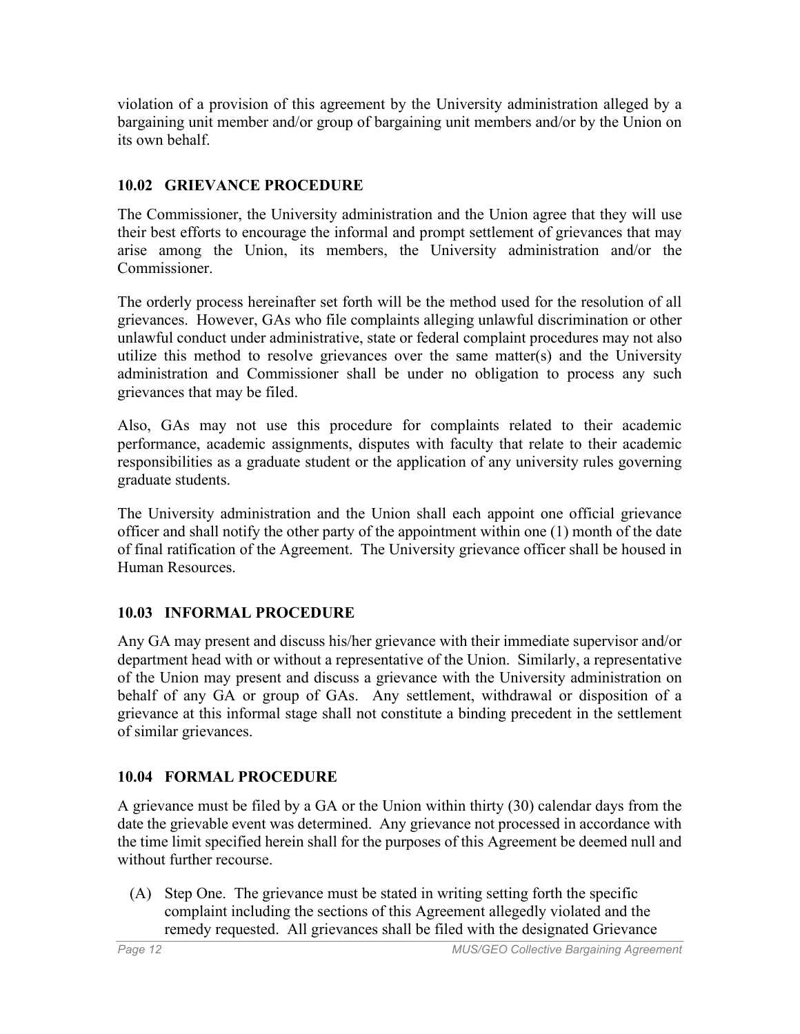violation of a provision of this agreement by the University administration alleged by a bargaining unit member and/or group of bargaining unit members and/or by the Union on its own behalf.

### 10.02 GRIEVANCE PROCEDURE

The Commissioner, the University administration and the Union agree that they will use their best efforts to encourage the informal and prompt settlement of grievances that may arise among the Union, its members, the University administration and/or the Commissioner.

The orderly process hereinafter set forth will be the method used for the resolution of all grievances. However, GAs who file complaints alleging unlawful discrimination or other unlawful conduct under administrative, state or federal complaint procedures may not also utilize this method to resolve grievances over the same matter(s) and the University administration and Commissioner shall be under no obligation to process any such grievances that may be filed.

Also, GAs may not use this procedure for complaints related to their academic performance, academic assignments, disputes with faculty that relate to their academic responsibilities as a graduate student or the application of any university rules governing graduate students.

The University administration and the Union shall each appoint one official grievance officer and shall notify the other party of the appointment within one (1) month of the date of final ratification of the Agreement. The University grievance officer shall be housed in Human Resources.

### 10.03 INFORMAL PROCEDURE

Any GA may present and discuss his/her grievance with their immediate supervisor and/or department head with or without a representative of the Union. Similarly, a representative of the Union may present and discuss a grievance with the University administration on behalf of any GA or group of GAs. Any settlement, withdrawal or disposition of a grievance at this informal stage shall not constitute a binding precedent in the settlement of similar grievances.

### 10.04 FORMAL PROCEDURE

A grievance must be filed by a GA or the Union within thirty (30) calendar days from the date the grievable event was determined. Any grievance not processed in accordance with the time limit specified herein shall for the purposes of this Agreement be deemed null and without further recourse.

(A) Step One. The grievance must be stated in writing setting forth the specific complaint including the sections of this Agreement allegedly violated and the remedy requested. All grievances shall be filed with the designated Grievance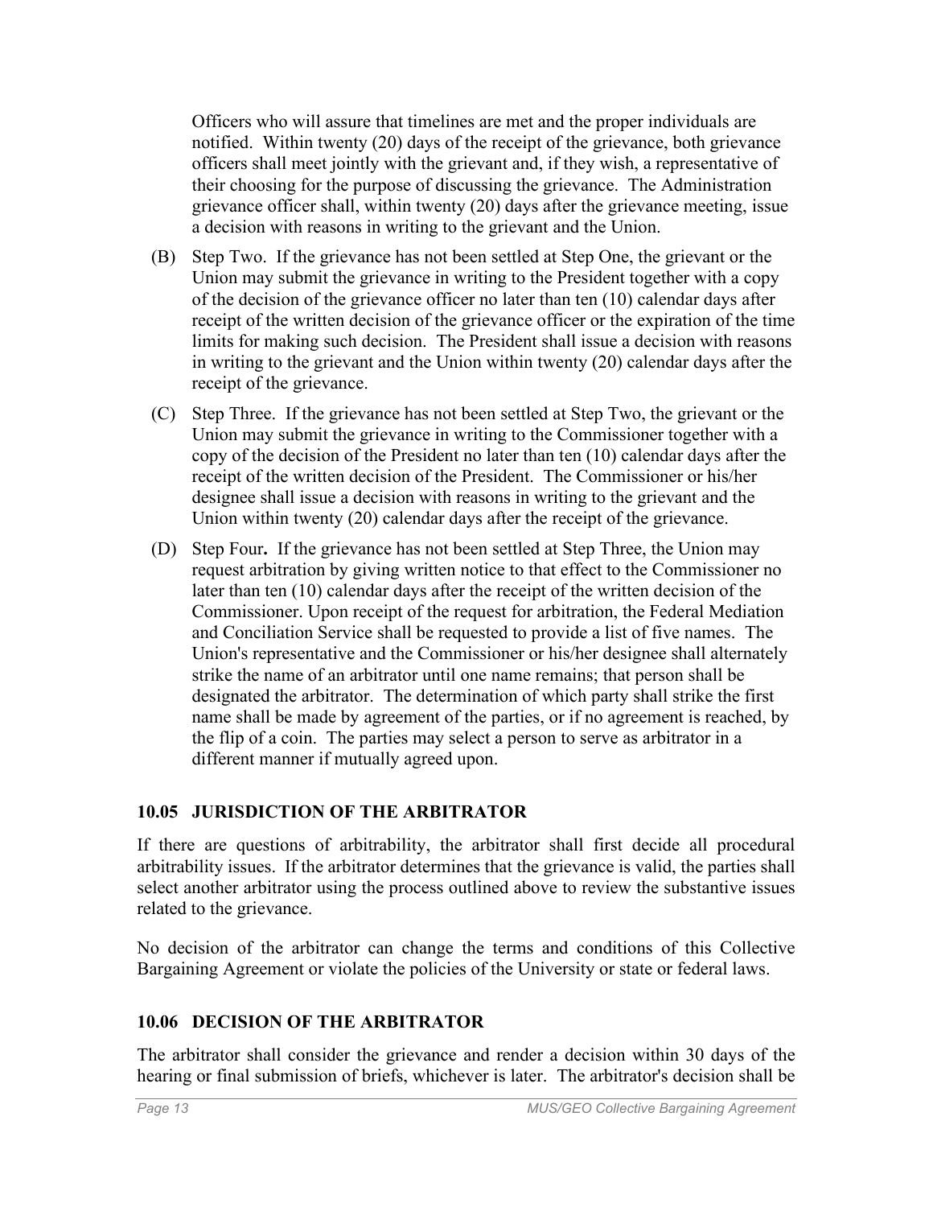Officers who will assure that timelines are met and the proper individuals are notified. Within twenty (20) days of the receipt of the grievance, both grievance officers shall meet jointly with the grievant and, if they wish, a representative of their choosing for the purpose of discussing the grievance. The Administration grievance officer shall, within twenty (20) days after the grievance meeting, issue a decision with reasons in writing to the grievant and the Union.

(B) Step Two. If the grievance has not been settled at Step One, the grievant or the Union may submit the grievance in writing to the President together with a copy of the decision of the grievance officer no later than ten (10) calendar days after receipt of the written decision of the grievance officer or the expiration of the time limits for making such decision. The President shall issue a decision with reasons in writing to the grievant and the Union within twenty (20) calendar days after the receipt of the grievance.

(C) Step Three. If the grievance has not been settled at Step Two, the grievant or the Union may submit the grievance in writing to the Commissioner together with a copy of the decision of the President no later than ten (10) calendar days after the receipt of the written decision of the President. The Commissioner or his/her designee shall issue a decision with reasons in writing to the grievant and the Union within twenty (20) calendar days after the receipt of the grievance.

(D) Step Four**.** If the grievance has not been settled at Step Three, the Union may request arbitration by giving written notice to that effect to the Commissioner no later than ten (10) calendar days after the receipt of the written decision of the Commissioner. Upon receipt of the request for arbitration, the Federal Mediation and Conciliation Service shall be requested to provide a list of five names. The Union's representative and the Commissioner or his/her designee shall alternately strike the name of an arbitrator until one name remains; that person shall be designated the arbitrator. The determination of which party shall strike the first name shall be made by agreement of the parties, or if no agreement is reached, by the flip of a coin. The parties may select a person to serve as arbitrator in a different manner if mutually agreed upon.

## 10.05 JURISDICTION OF THE ARBITRATOR

If there are questions of arbitrability, the arbitrator shall first decide all procedural arbitrability issues. If the arbitrator determines that the grievance is valid, the parties shall select another arbitrator using the process outlined above to review the substantive issues related to the grievance.

No decision of the arbitrator can change the terms and conditions of this Collective Bargaining Agreement or violate the policies of the University or state or federal laws.

## 10.06 DECISION OF THE ARBITRATOR

The arbitrator shall consider the grievance and render a decision within 30 days of the hearing or final submission of briefs, whichever is later. The arbitrator's decision shall be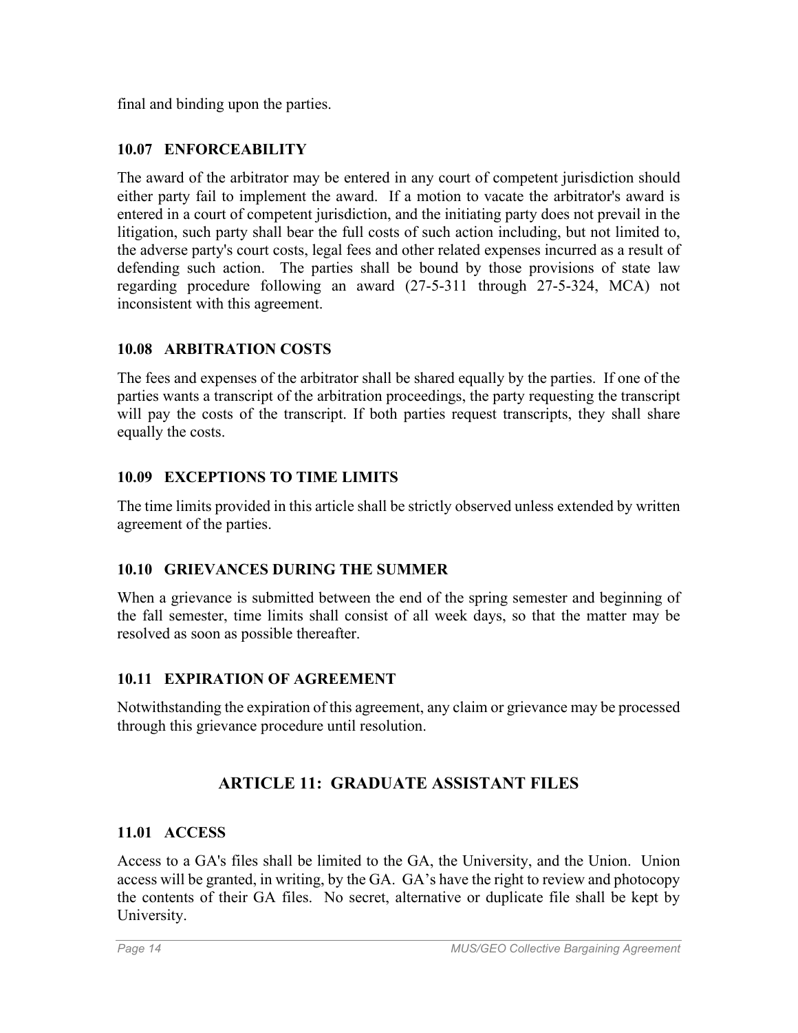final and binding upon the parties.

### 10.07 ENFORCEABILITY

The award of the arbitrator may be entered in any court of competent jurisdiction should either party fail to implement the award. If a motion to vacate the arbitrator's award is entered in a court of competent jurisdiction, and the initiating party does not prevail in the litigation, such party shall bear the full costs of such action including, but not limited to, the adverse party's court costs, legal fees and other related expenses incurred as a result of defending such action. The parties shall be bound by those provisions of state law regarding procedure following an award (27-5-311 through 27-5-324, MCA) not inconsistent with this agreement.

### 10.08 ARBITRATION COSTS

The fees and expenses of the arbitrator shall be shared equally by the parties. If one of the parties wants a transcript of the arbitration proceedings, the party requesting the transcript will pay the costs of the transcript. If both parties request transcripts, they shall share equally the costs.

### 10.09 EXCEPTIONS TO TIME LIMITS

The time limits provided in this article shall be strictly observed unless extended by written agreement of the parties.

### 10.10 GRIEVANCES DURING THE SUMMER

When a grievance is submitted between the end of the spring semester and beginning of the fall semester, time limits shall consist of all week days, so that the matter may be resolved as soon as possible thereafter.

### 10.11 EXPIRATION OF AGREEMENT

Notwithstanding the expiration of this agreement, any claim or grievance may be processed through this grievance procedure until resolution.

## ARTICLE 11: GRADUATE ASSISTANT FILES

### 11.01 ACCESS

Access to a GA's files shall be limited to the GA, the University, and the Union. Union access will be granted, in writing, by the GA. GA's have the right to review and photocopy the contents of their GA files. No secret, alternative or duplicate file shall be kept by University.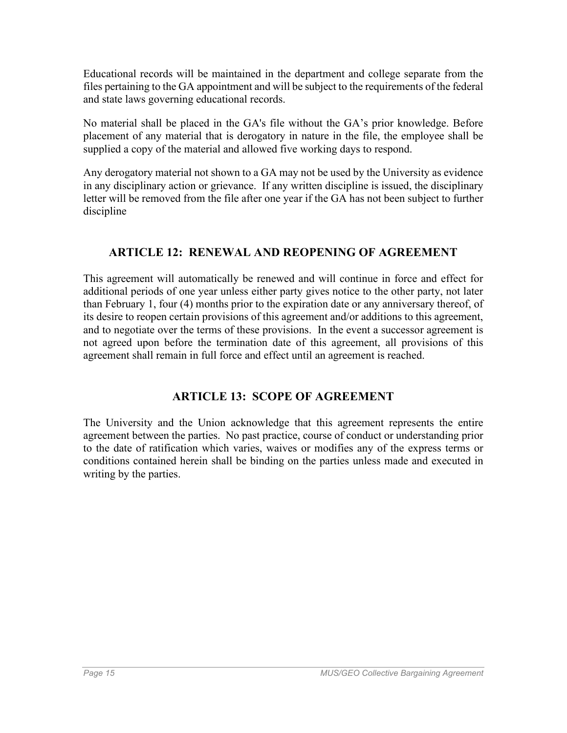Educational records will be maintained in the department and college separate from the files pertaining to the GA appointment and will be subject to the requirements of the federal and state laws governing educational records.

No material shall be placed in the GA's file without the GA's prior knowledge. Before placement of any material that is derogatory in nature in the file, the employee shall be supplied a copy of the material and allowed five working days to respond.

Any derogatory material not shown to a GA may not be used by the University as evidence in any disciplinary action or grievance. If any written discipline is issued, the disciplinary letter will be removed from the file after one year if the GA has not been subject to further discipline

## ARTICLE 12: RENEWAL AND REOPENING OF AGREEMENT

This agreement will automatically be renewed and will continue in force and effect for additional periods of one year unless either party gives notice to the other party, not later than February 1, four (4) months prior to the expiration date or any anniversary thereof, of its desire to reopen certain provisions of this agreement and/or additions to this agreement, and to negotiate over the terms of these provisions. In the event a successor agreement is not agreed upon before the termination date of this agreement, all provisions of this agreement shall remain in full force and effect until an agreement is reached.

## ARTICLE 13: SCOPE OF AGREEMENT

The University and the Union acknowledge that this agreement represents the entire agreement between the parties. No past practice, course of conduct or understanding prior to the date of ratification which varies, waives or modifies any of the express terms or conditions contained herein shall be binding on the parties unless made and executed in writing by the parties.